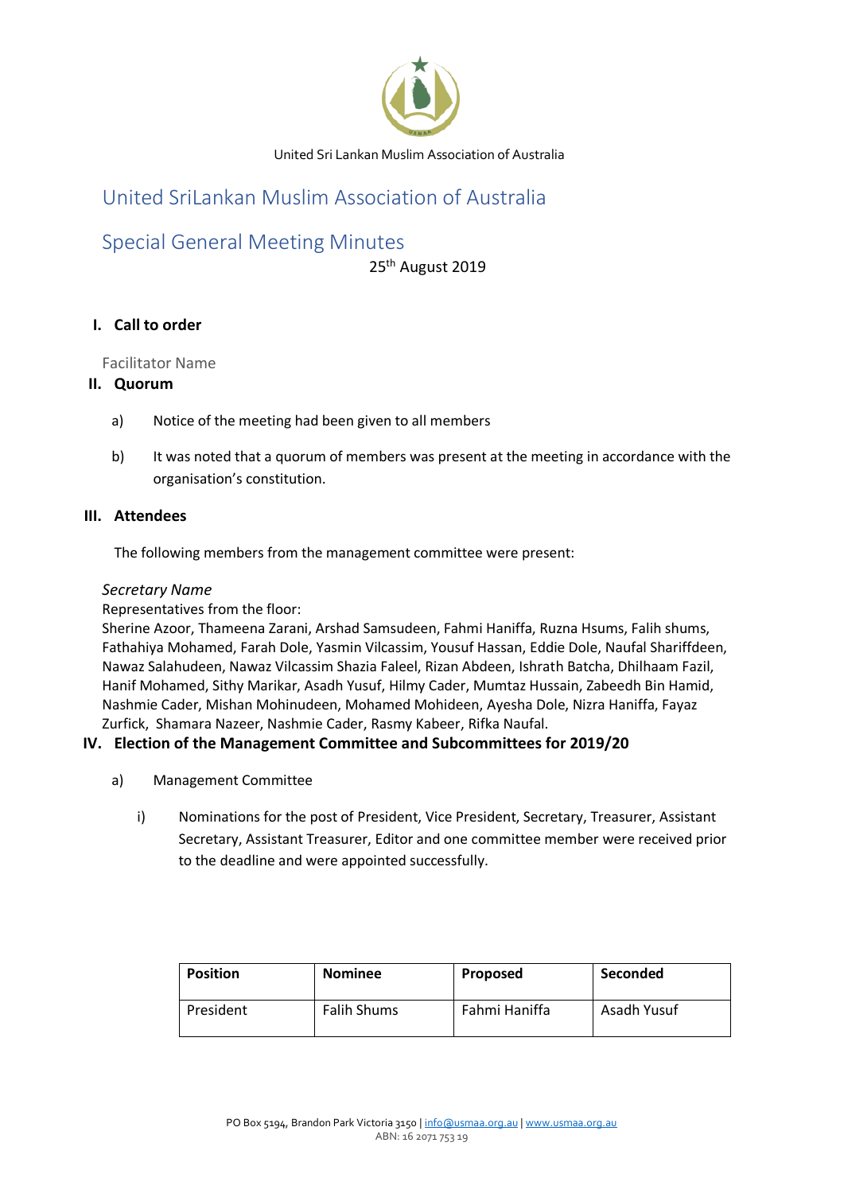United Sri Lankan Muslim Association of Australia

# United SriLankan Muslim Association of Australia

# Special General Meeting Minutes

25th August 2019

## I. Call to order

Facilitator Name

## II. Quorum

a) Notice of the meeting had been given to all members

b) It was noted that a quorum of members was present at the meeting in accordance with the organisation's constitution.

## III. Attendees

The following members from the management committee were present:

*Secretary Name*

Representatives from the floor:

Sherine Azoor, Thameena Zarani, Arshad Samsudeen, Fahmi Haniffa, Ruzna Hsums, Falih shums, Fathahiya Mohamed, Farah Dole, Yasmin Vilcassim, Yousuf Hassan, Eddie Dole, Naufal Shariffdeen, Nawaz Salahudeen, Nawaz Vilcassim Shazia Faleel, Rizan Abdeen, Ishrath Batcha, Dhilhaam Fazil, Hanif Mohamed, Sithy Marikar, Asadh Yusuf, Hilmy Cader, Mumtaz Hussain, Zabeedh Bin Hamid, Nashmie Cader, Mishan Mohinudeen, Mohamed Mohideen, Ayesha Dole, Nizra Haniffa, Fayaz Zurfick, Shamara Nazeer, Nashmie Cader, Rasmy Kabeer, Rifka Naufal.

## IV. Election of the Management Committee and Subcommittees for 2019/20

a) Management Committee

i) Nominations for the post of President, Vice President, Secretary, Treasurer, Assistant Secretary, Assistant Treasurer, Editor and one committee member were received prior to the deadline and were appointed successfully.

| Position | Nominee | Proposed | Seconded |
|---|---|---|---|
| President | Falih Shums | Fahmi Haniffa | Asadh Yusuf |

PO Box 5194, Brandon Park Victoria 3150 | info@usmaa.org.au | www.usmaa.org.au
ABN: 16 2071 753 19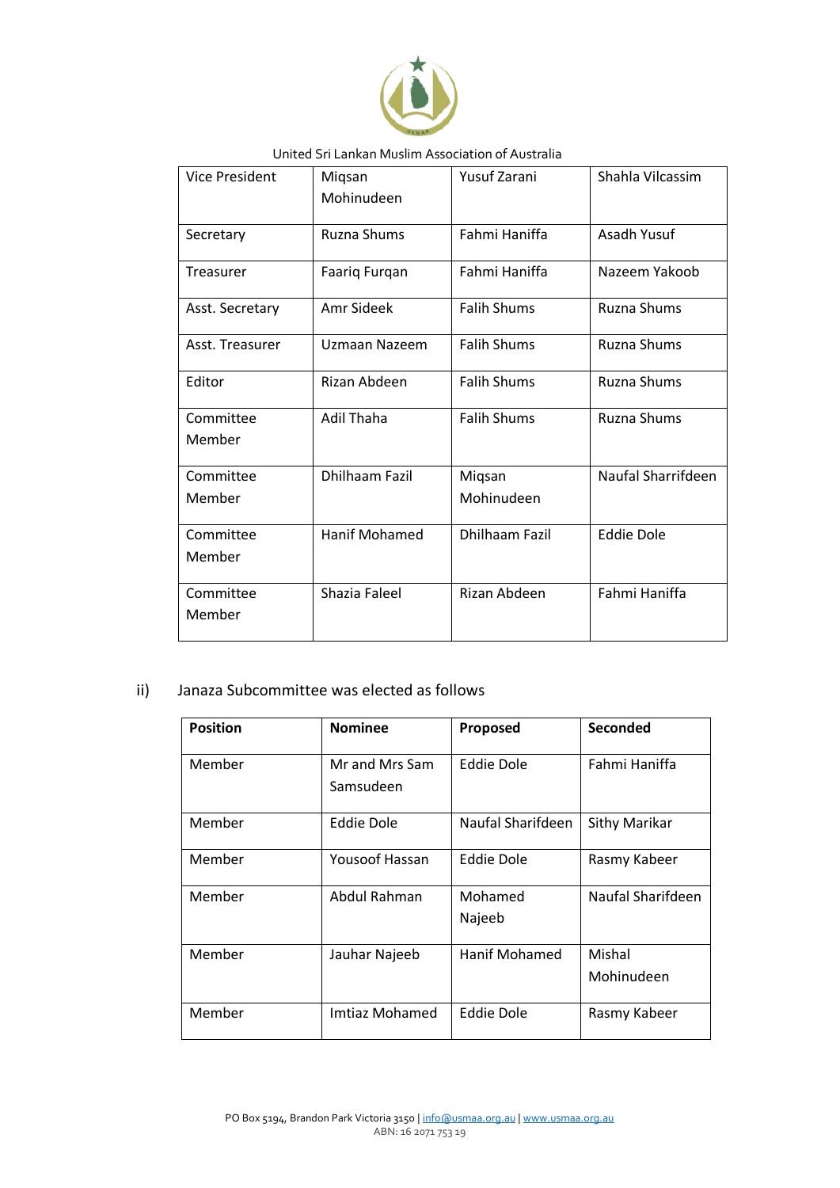United Sri Lankan Muslim Association of Australia

| | | | |
|---|---|---|---|
| Vice President | Miqsan Mohinudeen | Yusuf Zarani | Shahla Vilcassim |
| Secretary | Ruzna Shums | Fahmi Haniffa | Asadh Yusuf |
| Treasurer | Faariq Furqan | Fahmi Haniffa | Nazeem Yakoob |
| Asst. Secretary | Amr Sideek | Falih Shums | Ruzna Shums |
| Asst. Treasurer | Uzmaan Nazeem | Falih Shums | Ruzna Shums |
| Editor | Rizan Abdeen | Falih Shums | Ruzna Shums |
| Committee Member | Adil Thaha | Falih Shums | Ruzna Shums |
| Committee Member | Dhilhaam Fazil | Miqsan Mohinudeen | Naufal Sharrifdeen |
| Committee Member | Hanif Mohamed | Dhilhaam Fazil | Eddie Dole |
| Committee Member | Shazia Faleel | Rizan Abdeen | Fahmi Haniffa |

ii) Janaza Subcommittee was elected as follows

| Position | Nominee | Proposed | Seconded |
|---|---|---|---|
| Member | Mr and Mrs Sam Samsudeen | Eddie Dole | Fahmi Haniffa |
| Member | Eddie Dole | Naufal Sharifdeen | Sithy Marikar |
| Member | Yousoof Hassan | Eddie Dole | Rasmy Kabeer |
| Member | Abdul Rahman | Mohamed Najeeb | Naufal Sharifdeen |
| Member | Jauhar Najeeb | Hanif Mohamed | Mishal Mohinudeen |
| Member | Imtiaz Mohamed | Eddie Dole | Rasmy Kabeer |

PO Box 5194, Brandon Park Victoria 3150 | info@usmaa.org.au | www.usmaa.org.au
ABN: 16 2071 753 19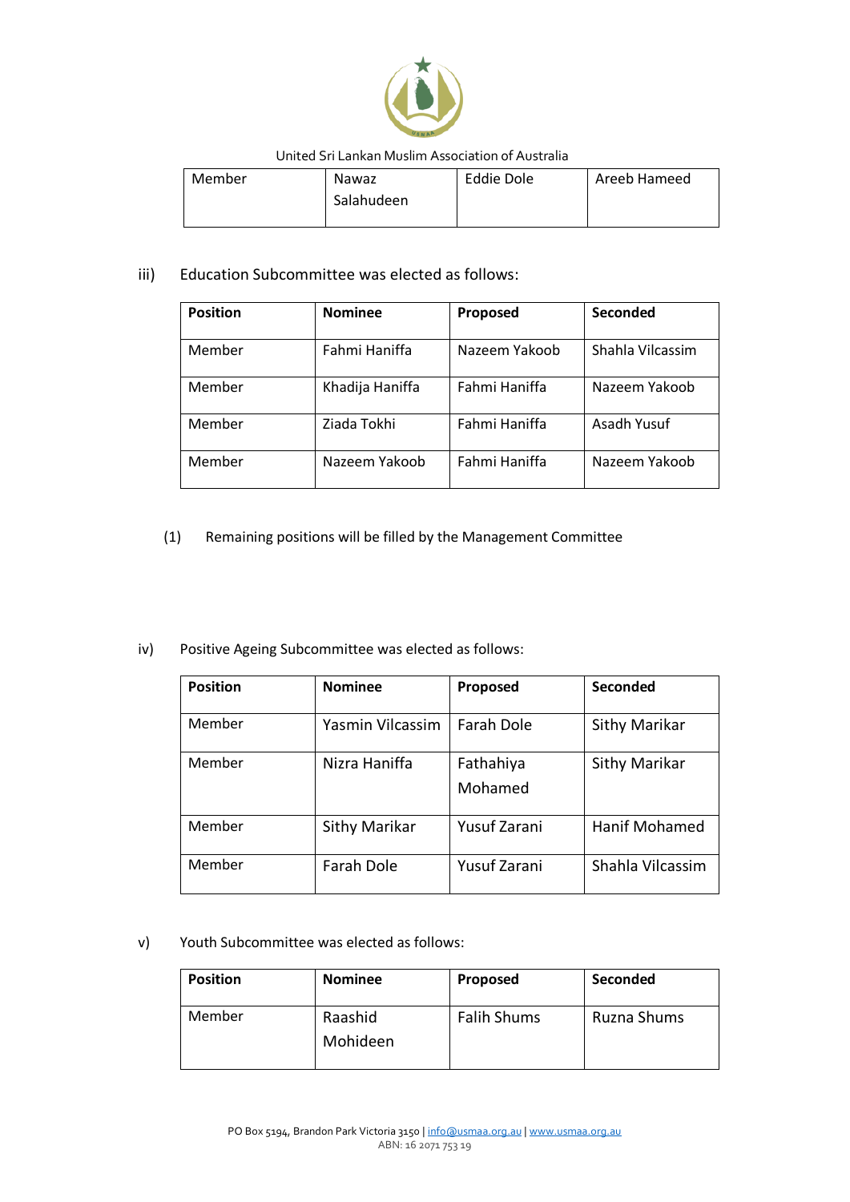| Member | Nawaz Salahudeen | Eddie Dole | Areeb Hameed |
|---|---|---|---|

iii) Education Subcommittee was elected as follows:

| Position | Nominee | Proposed | Seconded |
|---|---|---|---|
| Member | Fahmi Haniffa | Nazeem Yakoob | Shahla Vilcassim |
| Member | Khadija Haniffa | Fahmi Haniffa | Nazeem Yakoob |
| Member | Ziada Tokhi | Fahmi Haniffa | Asadh Yusuf |
| Member | Nazeem Yakoob | Fahmi Haniffa | Nazeem Yakoob |

(1) Remaining positions will be filled by the Management Committee

iv) Positive Ageing Subcommittee was elected as follows:

| Position | Nominee | Proposed | Seconded |
|---|---|---|---|
| Member | Yasmin Vilcassim | Farah Dole | Sithy Marikar |
| Member | Nizra Haniffa | Fathahiya Mohamed | Sithy Marikar |
| Member | Sithy Marikar | Yusuf Zarani | Hanif Mohamed |
| Member | Farah Dole | Yusuf Zarani | Shahla Vilcassim |

v) Youth Subcommittee was elected as follows:

| Position | Nominee | Proposed | Seconded |
|---|---|---|---|
| Member | Raashid Mohideen | Falih Shums | Ruzna Shums |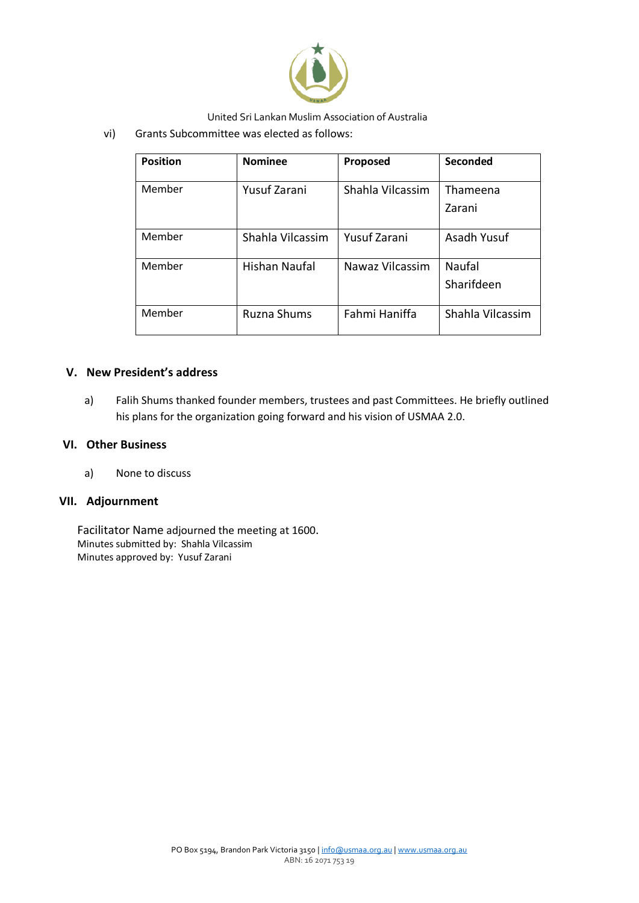United Sri Lankan Muslim Association of Australia

vi) Grants Subcommittee was elected as follows:

| Position | Nominee | Proposed | Seconded |
|---|---|---|---|
| Member | Yusuf Zarani | Shahla Vilcassim | Thameena Zarani |
| Member | Shahla Vilcassim | Yusuf Zarani | Asadh Yusuf |
| Member | Hishan Naufal | Nawaz Vilcassim | Naufal Sharifdeen |
| Member | Ruzna Shums | Fahmi Haniffa | Shahla Vilcassim |

## V. New President's address

a) Falih Shums thanked founder members, trustees and past Committees. He briefly outlined his plans for the organization going forward and his vision of USMAA 2.0.

## VI. Other Business

a) None to discuss

## VII. Adjournment

Facilitator Name adjourned the meeting at 1600.
Minutes submitted by: Shahla Vilcassim
Minutes approved by: Yusuf Zarani

PO Box 5194, Brandon Park Victoria 3150 | info@usmaa.org.au | www.usmaa.org.au
ABN: 16 2071 753 19